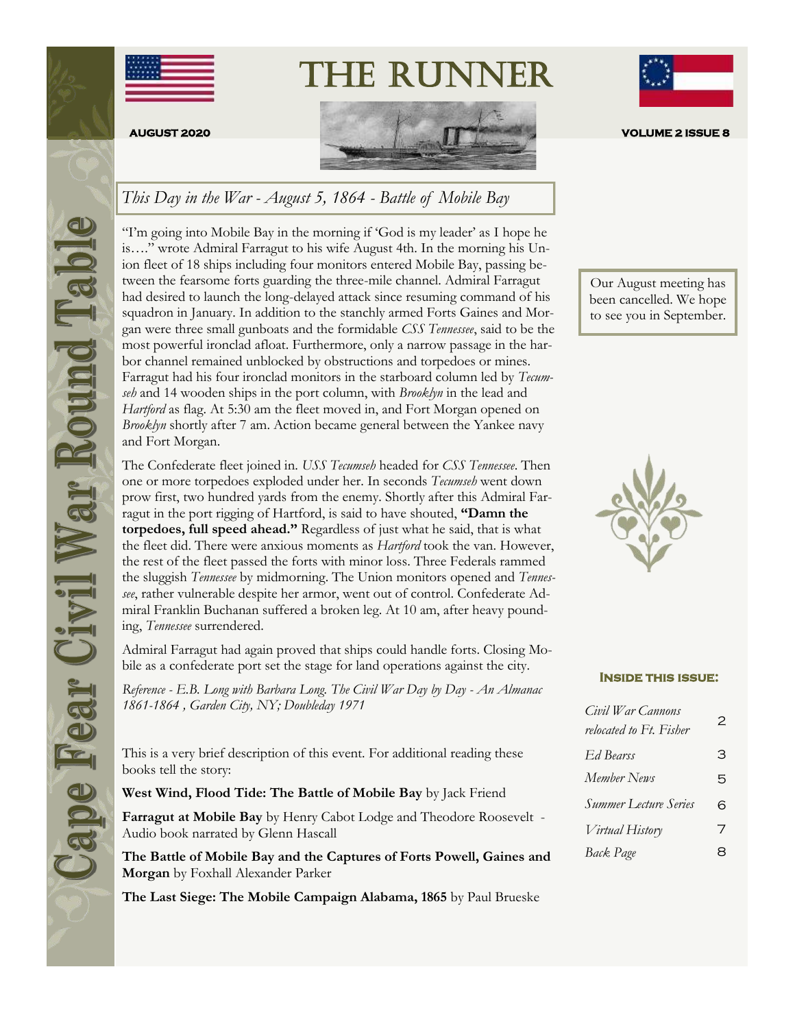# THE RUNNER

**AUGUST 2020** **VOLUME 2 ISSUE 8**

Cape Fear Civil War Round Table

## *This Day in the War - August 5, 1864 - Battle of Mobile Bay*

"I'm going into Mobile Bay in the morning if 'God is my leader' as I hope he is…." wrote Admiral Farragut to his wife August 4th. In the morning his Union fleet of 18 ships including four monitors entered Mobile Bay, passing between the fearsome forts guarding the three-mile channel. Admiral Farragut had desired to launch the long-delayed attack since resuming command of his squadron in January. In addition to the stanchly armed Forts Gaines and Morgan were three small gunboats and the formidable *CSS Tennessee*, said to be the most powerful ironclad afloat. Furthermore, only a narrow passage in the harbor channel remained unblocked by obstructions and torpedoes or mines. Farragut had his four ironclad monitors in the starboard column led by *Tecumseh* and 14 wooden ships in the port column, with *Brooklyn* in the lead and *Hartford* as flag. At 5:30 am the fleet moved in, and Fort Morgan opened on *Brooklyn* shortly after 7 am. Action became general between the Yankee navy and Fort Morgan.

The Confederate fleet joined in. *USS Tecumseh* headed for *CSS Tennessee*. Then one or more torpedoes exploded under her. In seconds *Tecumseh* went down prow first, two hundred yards from the enemy. Shortly after this Admiral Farragut in the port rigging of Hartford, is said to have shouted, **"Damn the torpedoes, full speed ahead."** Regardless of just what he said, that is what the fleet did. There were anxious moments as *Hartford* took the van. However, the rest of the fleet passed the forts with minor loss. Three Federals rammed the sluggish *Tennessee* by midmorning. The Union monitors opened and *Tennessee*, rather vulnerable despite her armor, went out of control. Confederate Admiral Franklin Buchanan suffered a broken leg. At 10 am, after heavy pounding, *Tennessee* surrendered.

Admiral Farragut had again proved that ships could handle forts. Closing Mobile as a confederate port set the stage for land operations against the city.

*Reference - E.B. Long with Barbara Long. The Civil War Day by Day - An Almanac 1861-1864 , Garden City, NY; Doubleday 1971*

This is a very brief description of this event. For additional reading these books tell the story:

**West Wind, Flood Tide: The Battle of Mobile Bay** by Jack Friend

**Farragut at Mobile Bay** by Henry Cabot Lodge and Theodore Roosevelt - Audio book narrated by Glenn Hascall

**The Battle of Mobile Bay and the Captures of Forts Powell, Gaines and Morgan** by Foxhall Alexander Parker

**The Last Siege: The Mobile Campaign Alabama, 1865** by Paul Brueske

---

Our August meeting has been cancelled. We hope to see you in September.

---

**Inside this issue:**

| | |
|---|---|
| *Civil War Cannons relocated to Ft. Fisher* | 2 |
| *Ed Bearss* | 3 |
| *Member News* | 5 |
| *Summer Lecture Series* | 6 |
| *Virtual History* | 7 |
| *Back Page* | 8 |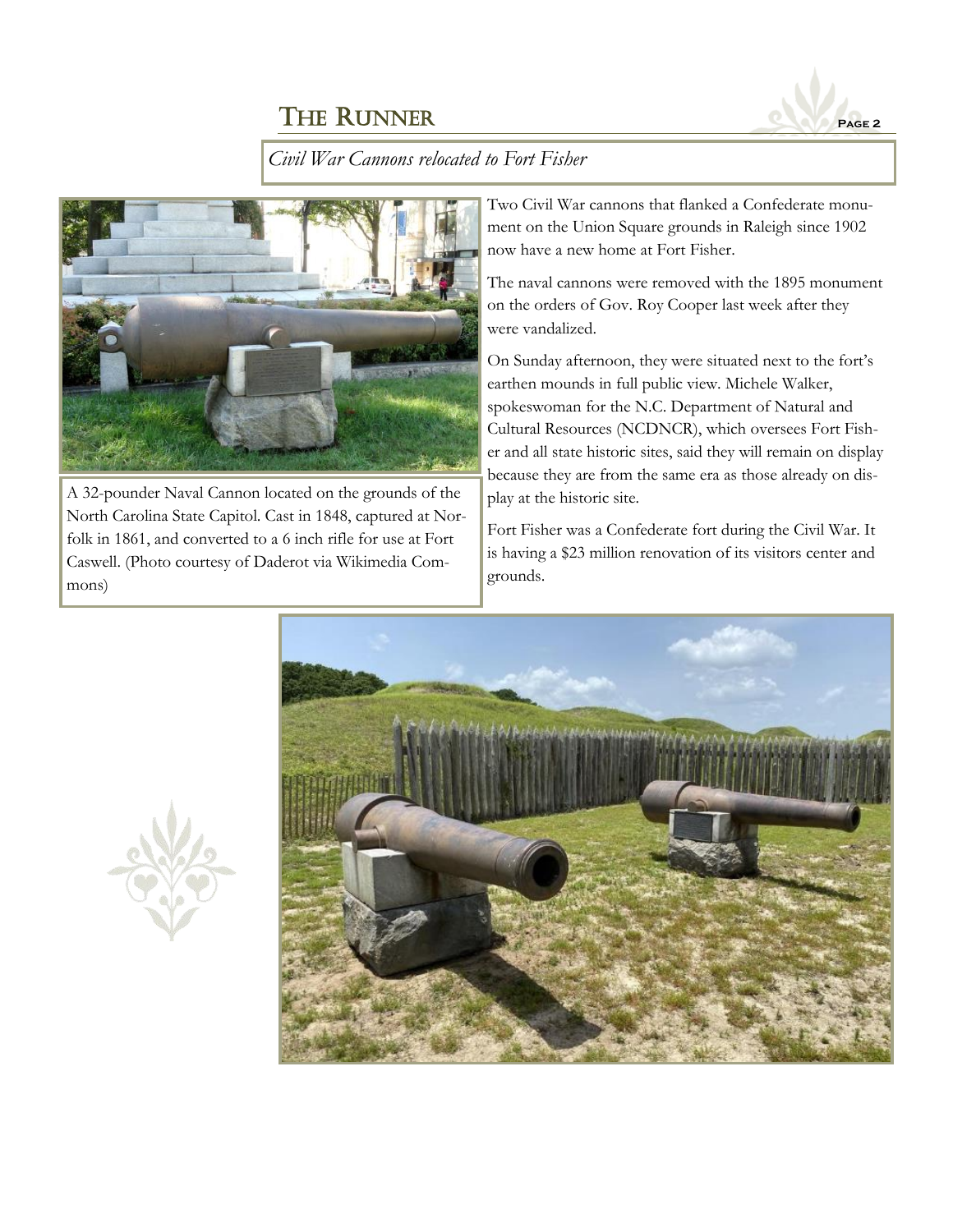## Civil War Cannons relocated to Fort Fisher

A 32-pounder Naval Cannon located on the grounds of the North Carolina State Capitol. Cast in 1848, captured at Norfolk in 1861, and converted to a 6 inch rifle for use at Fort Caswell. (Photo courtesy of Daderot via Wikimedia Commons)

Two Civil War cannons that flanked a Confederate monument on the Union Square grounds in Raleigh since 1902 now have a new home at Fort Fisher.

The naval cannons were removed with the 1895 monument on the orders of Gov. Roy Cooper last week after they were vandalized.

On Sunday afternoon, they were situated next to the fort's earthen mounds in full public view. Michele Walker, spokeswoman for the N.C. Department of Natural and Cultural Resources (NCDNCR), which oversees Fort Fisher and all state historic sites, said they will remain on display because they are from the same era as those already on display at the historic site.

Fort Fisher was a Confederate fort during the Civil War. It is having a $23 million renovation of its visitors center and grounds.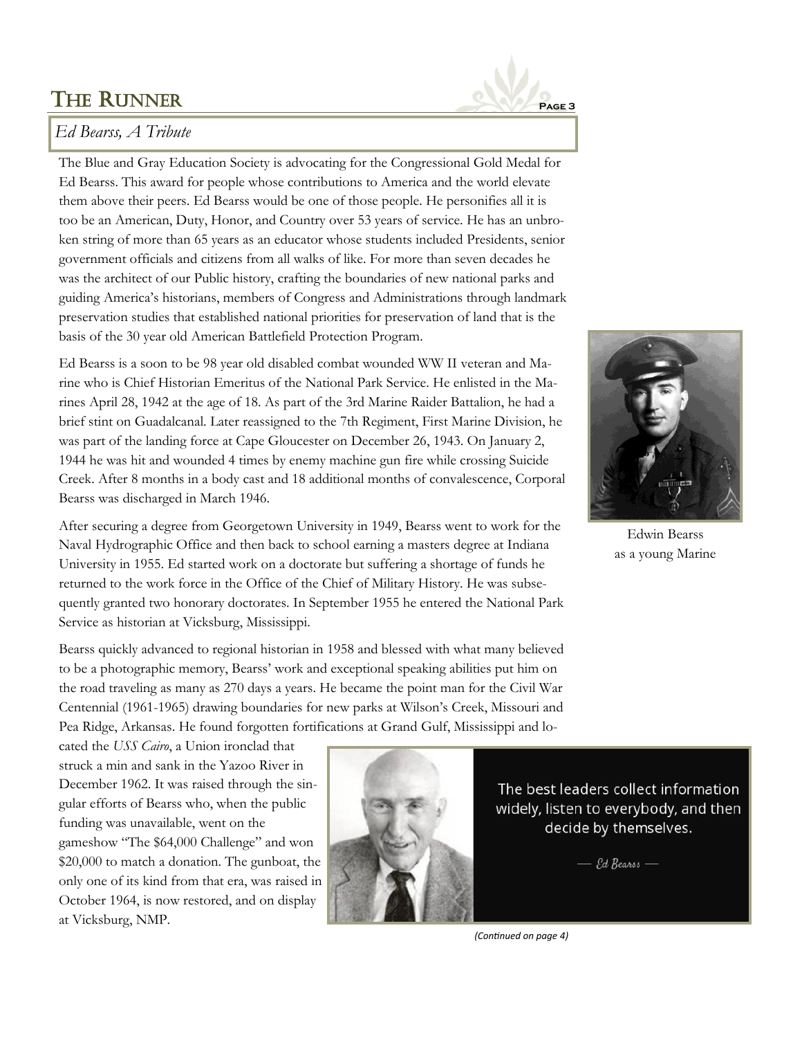## *Ed Bearss, A Tribute*

The Blue and Gray Education Society is advocating for the Congressional Gold Medal for Ed Bearss. This award for people whose contributions to America and the world elevate them above their peers. Ed Bearss would be one of those people. He personifies all it is too be an American, Duty, Honor, and Country over 53 years of service. He has an unbroken string of more than 65 years as an educator whose students included Presidents, senior government officials and citizens from all walks of like. For more than seven decades he was the architect of our Public history, crafting the boundaries of new national parks and guiding America's historians, members of Congress and Administrations through landmark preservation studies that established national priorities for preservation of land that is the basis of the 30 year old American Battlefield Protection Program.

Ed Bearss is a soon to be 98 year old disabled combat wounded WW II veteran and Marine who is Chief Historian Emeritus of the National Park Service. He enlisted in the Marines April 28, 1942 at the age of 18. As part of the 3rd Marine Raider Battalion, he had a brief stint on Guadalcanal. Later reassigned to the 7th Regiment, First Marine Division, he was part of the landing force at Cape Gloucester on December 26, 1943. On January 2, 1944 he was hit and wounded 4 times by enemy machine gun fire while crossing Suicide Creek. After 8 months in a body cast and 18 additional months of convalescence, Corporal Bearss was discharged in March 1946.

Edwin Bearss as a young Marine

After securing a degree from Georgetown University in 1949, Bearss went to work for the Naval Hydrographic Office and then back to school earning a masters degree at Indiana University in 1955. Ed started work on a doctorate but suffering a shortage of funds he returned to the work force in the Office of the Chief of Military History. He was subsequently granted two honorary doctorates. In September 1955 he entered the National Park Service as historian at Vicksburg, Mississippi.

Bearss quickly advanced to regional historian in 1958 and blessed with what many believed to be a photographic memory, Bearss' work and exceptional speaking abilities put him on the road traveling as many as 270 days a years. He became the point man for the Civil War Centennial (1961-1965) drawing boundaries for new parks at Wilson's Creek, Missouri and Pea Ridge, Arkansas. He found forgotten fortifications at Grand Gulf, Mississippi and located the *USS Cairo*, a Union ironclad that struck a min and sank in the Yazoo River in December 1962. It was raised through the singular efforts of Bearss who, when the public funding was unavailable, went on the gameshow "The $64,000 Challenge" and won $20,000 to match a donation. The gunboat, the only one of its kind from that era, was raised in October 1964, is now restored, and on display at Vicksburg, NMP.

The best leaders collect information widely, listen to everybody, and then decide by themselves.

— Ed Bearss —

*(Continued on page 4)*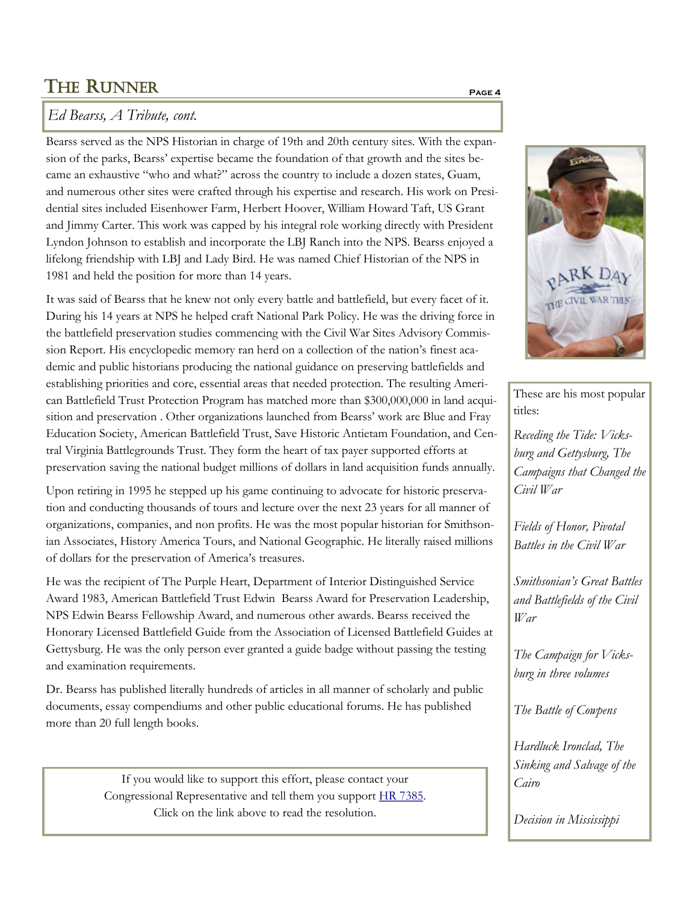## *Ed Bearss, A Tribute, cont.*

Bearss served as the NPS Historian in charge of 19th and 20th century sites. With the expansion of the parks, Bearss' expertise became the foundation of that growth and the sites became an exhaustive "who and what?" across the country to include a dozen states, Guam, and numerous other sites were crafted through his expertise and research. His work on Presidential sites included Eisenhower Farm, Herbert Hoover, William Howard Taft, US Grant and Jimmy Carter. This work was capped by his integral role working directly with President Lyndon Johnson to establish and incorporate the LBJ Ranch into the NPS. Bearss enjoyed a lifelong friendship with LBJ and Lady Bird. He was named Chief Historian of the NPS in 1981 and held the position for more than 14 years.

It was said of Bearss that he knew not only every battle and battlefield, but every facet of it. During his 14 years at NPS he helped craft National Park Policy. He was the driving force in the battlefield preservation studies commencing with the Civil War Sites Advisory Commission Report. His encyclopedic memory ran herd on a collection of the nation's finest academic and public historians producing the national guidance on preserving battlefields and establishing priorities and core, essential areas that needed protection. The resulting American Battlefield Trust Protection Program has matched more than $300,000,000 in land acquisition and preservation . Other organizations launched from Bearss' work are Blue and Fray Education Society, American Battlefield Trust, Save Historic Antietam Foundation, and Central Virginia Battlegrounds Trust. They form the heart of tax payer supported efforts at preservation saving the national budget millions of dollars in land acquisition funds annually.

Upon retiring in 1995 he stepped up his game continuing to advocate for historic preservation and conducting thousands of tours and lecture over the next 23 years for all manner of organizations, companies, and non profits. He was the most popular historian for Smithsonian Associates, History America Tours, and National Geographic. He literally raised millions of dollars for the preservation of America's treasures.

He was the recipient of The Purple Heart, Department of Interior Distinguished Service Award 1983, American Battlefield Trust Edwin Bearss Award for Preservation Leadership, NPS Edwin Bearss Fellowship Award, and numerous other awards. Bearss received the Honorary Licensed Battlefield Guide from the Association of Licensed Battlefield Guides at Gettysburg. He was the only person ever granted a guide badge without passing the testing and examination requirements.

Dr. Bearss has published literally hundreds of articles in all manner of scholarly and public documents, essay compendiums and other public educational forums. He has published more than 20 full length books.

If you would like to support this effort, please contact your Congressional Representative and tell them you support [HR 7385](). Click on the link above to read the resolution.

These are his most popular titles:

*Receding the Tide: Vicksburg and Gettysburg, The Campaigns that Changed the Civil War*

*Fields of Honor, Pivotal Battles in the Civil War*

*Smithsonian's Great Battles and Battlefields of the Civil War*

*The Campaign for Vicksburg in three volumes*

*The Battle of Cowpens*

*Hardluck Ironclad, The Sinking and Salvage of the Cairo*

*Decision in Mississippi*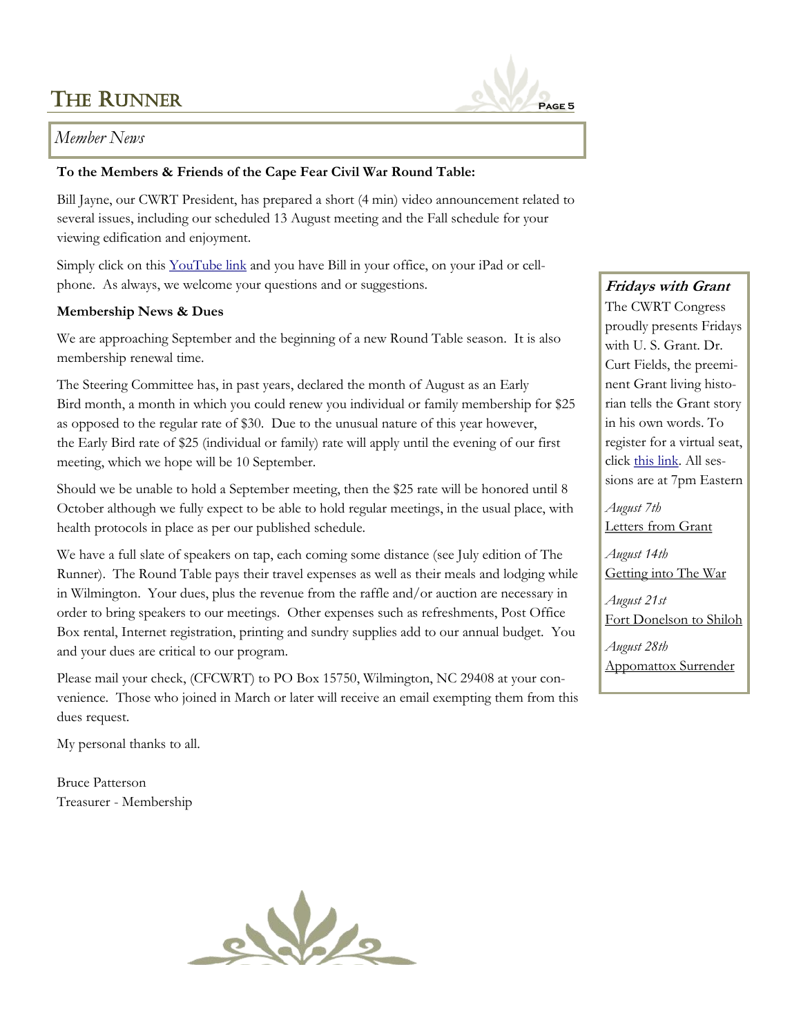## *Member News*

**To the Members & Friends of the Cape Fear Civil War Round Table:**

Bill Jayne, our CWRT President, has prepared a short (4 min) video announcement related to several issues, including our scheduled 13 August meeting and the Fall schedule for your viewing edification and enjoyment.

Simply click on this YouTube link and you have Bill in your office, on your iPad or cellphone. As always, we welcome your questions and or suggestions.

**Membership News & Dues**

We are approaching September and the beginning of a new Round Table season. It is also membership renewal time.

The Steering Committee has, in past years, declared the month of August as an Early Bird month, a month in which you could renew you individual or family membership for $25 as opposed to the regular rate of $30. Due to the unusual nature of this year however, the Early Bird rate of $25 (individual or family) rate will apply until the evening of our first meeting, which we hope will be 10 September.

Should we be unable to hold a September meeting, then the $25 rate will be honored until 8 October although we fully expect to be able to hold regular meetings, in the usual place, with health protocols in place as per our published schedule.

We have a full slate of speakers on tap, each coming some distance (see July edition of The Runner). The Round Table pays their travel expenses as well as their meals and lodging while in Wilmington. Your dues, plus the revenue from the raffle and/or auction are necessary in order to bring speakers to our meetings. Other expenses such as refreshments, Post Office Box rental, Internet registration, printing and sundry supplies add to our annual budget. You and your dues are critical to our program.

Please mail your check, (CFCWRT) to PO Box 15750, Wilmington, NC 29408 at your convenience. Those who joined in March or later will receive an email exempting them from this dues request.

My personal thanks to all.

Bruce Patterson
Treasurer - Membership

### *Fridays with Grant*

The CWRT Congress proudly presents Fridays with U. S. Grant. Dr. Curt Fields, the preeminent Grant living historian tells the Grant story in his own words. To register for a virtual seat, click this link. All sessions are at 7pm Eastern

*August 7th*
Letters from Grant

*August 14th*
Getting into The War

*August 21st*
Fort Donelson to Shiloh

*August 28th*
Appomattox Surrender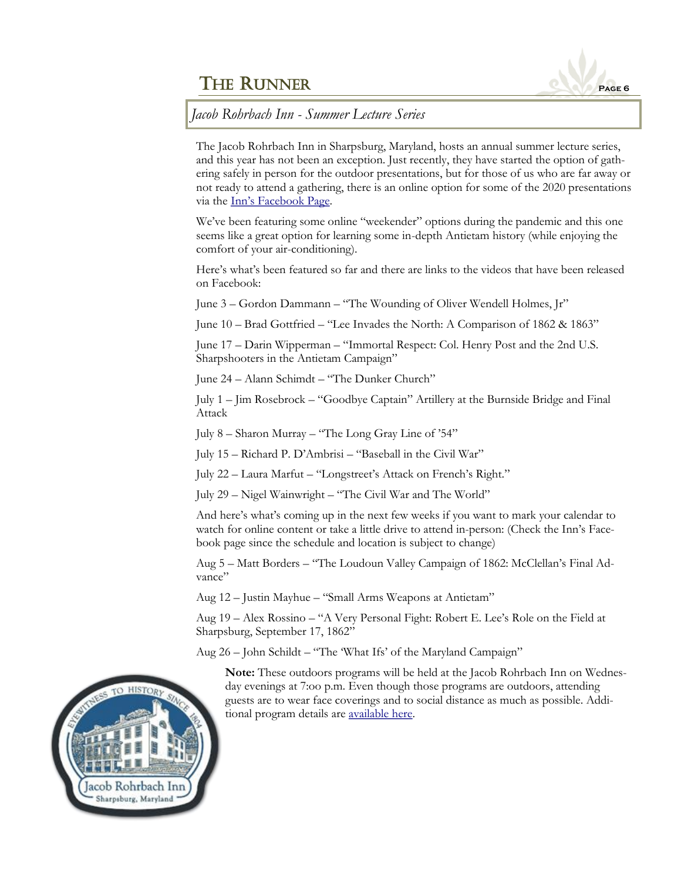## *Jacob Rohrbach Inn - Summer Lecture Series*

The Jacob Rohrbach Inn in Sharpsburg, Maryland, hosts an annual summer lecture series, and this year has not been an exception. Just recently, they have started the option of gathering safely in person for the outdoor presentations, but for those of us who are far away or not ready to attend a gathering, there is an online option for some of the 2020 presentations via the [Inn's Facebook Page](#).

We've been featuring some online "weekender" options during the pandemic and this one seems like a great option for learning some in-depth Antietam history (while enjoying the comfort of your air-conditioning).

Here's what's been featured so far and there are links to the videos that have been released on Facebook:

June 3 – Gordon Dammann – "The Wounding of Oliver Wendell Holmes, Jr"

June 10 – Brad Gottfried – "Lee Invades the North: A Comparison of 1862 & 1863"

June 17 – Darin Wipperman – "Immortal Respect: Col. Henry Post and the 2nd U.S. Sharpshooters in the Antietam Campaign"

June 24 – Alann Schimdt – "The Dunker Church"

July 1 – Jim Rosebrock – "Goodbye Captain" Artillery at the Burnside Bridge and Final Attack

July 8 – Sharon Murray – "The Long Gray Line of '54"

July 15 – Richard P. D'Ambrisi – "Baseball in the Civil War"

July 22 – Laura Marfut – "Longstreet's Attack on French's Right."

July 29 – Nigel Wainwright – "The Civil War and The World"

And here's what's coming up in the next few weeks if you want to mark your calendar to watch for online content or take a little drive to attend in-person: (Check the Inn's Facebook page since the schedule and location is subject to change)

Aug 5 – Matt Borders – "The Loudoun Valley Campaign of 1862: McClellan's Final Advance"

Aug 12 – Justin Mayhue – "Small Arms Weapons at Antietam"

Aug 19 – Alex Rossino – "A Very Personal Fight: Robert E. Lee's Role on the Field at Sharpsburg, September 17, 1862"

Aug 26 – John Schildt – "The 'What Ifs' of the Maryland Campaign"

**Note:** These outdoors programs will be held at the Jacob Rohrbach Inn on Wednesday evenings at 7:oo p.m. Even though those programs are outdoors, attending guests are to wear face coverings and to social distance as much as possible. Additional program details are [available here](#).

Eyewitness to History Since 1804 — Jacob Rohrbach Inn, Sharpsburg, Maryland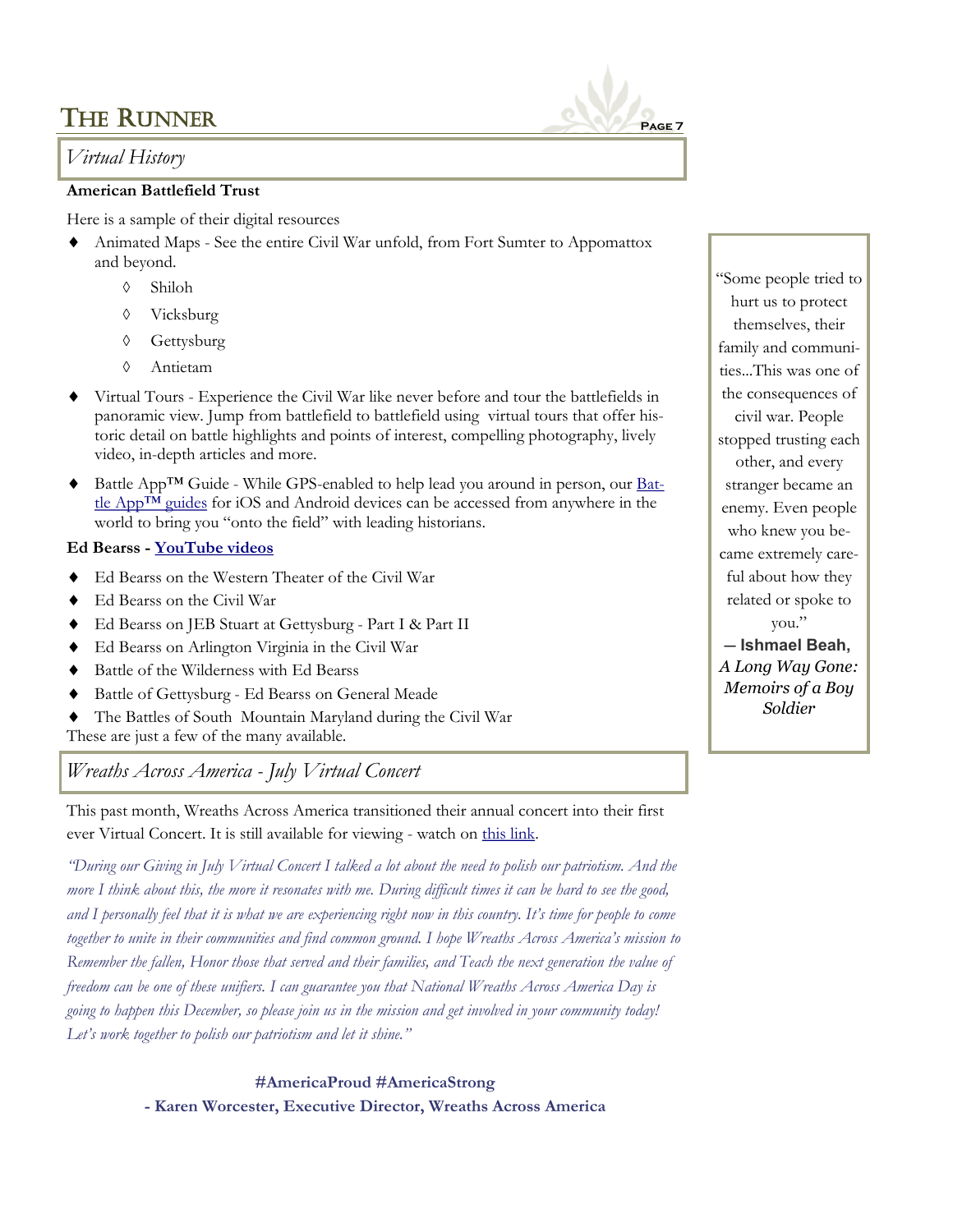## Virtual History

**American Battlefield Trust**

Here is a sample of their digital resources

- Animated Maps - See the entire Civil War unfold, from Fort Sumter to Appomattox and beyond.
  - Shiloh
  - Vicksburg
  - Gettysburg
  - Antietam
- Virtual Tours - Experience the Civil War like never before and tour the battlefields in panoramic view. Jump from battlefield to battlefield using virtual tours that offer historic detail on battle highlights and points of interest, compelling photography, lively video, in-depth articles and more.
- Battle App™ Guide - While GPS-enabled to help lead you around in person, our Battle App™ guides for iOS and Android devices can be accessed from anywhere in the world to bring you "onto the field" with leading historians.

**Ed Bearss - YouTube videos**

- Ed Bearss on the Western Theater of the Civil War
- Ed Bearss on the Civil War
- Ed Bearss on JEB Stuart at Gettysburg - Part I & Part II
- Ed Bearss on Arlington Virginia in the Civil War
- Battle of the Wilderness with Ed Bearss
- Battle of Gettysburg - Ed Bearss on General Meade
- The Battles of South Mountain Maryland during the Civil War

These are just a few of the many available.

> "Some people tried to hurt us to protect themselves, their family and communities...This was one of the consequences of civil war. People stopped trusting each other, and every stranger became an enemy. Even people who knew you became extremely careful about how they related or spoke to you."
>
> **— Ishmael Beah,** ***A Long Way Gone: Memoirs of a Boy Soldier***

## Wreaths Across America - July Virtual Concert

This past month, Wreaths Across America transitioned their annual concert into their first ever Virtual Concert. It is still available for viewing - watch on this link.

*"During our Giving in July Virtual Concert I talked a lot about the need to polish our patriotism. And the more I think about this, the more it resonates with me. During difficult times it can be hard to see the good, and I personally feel that it is what we are experiencing right now in this country. It's time for people to come together to unite in their communities and find common ground. I hope Wreaths Across America's mission to Remember the fallen, Honor those that served and their families, and Teach the next generation the value of freedom can be one of these unifiers. I can guarantee you that National Wreaths Across America Day is going to happen this December, so please join us in the mission and get involved in your community today! Let's work together to polish our patriotism and let it shine."*

**#AmericaProud #AmericaStrong**

**- Karen Worcester, Executive Director, Wreaths Across America**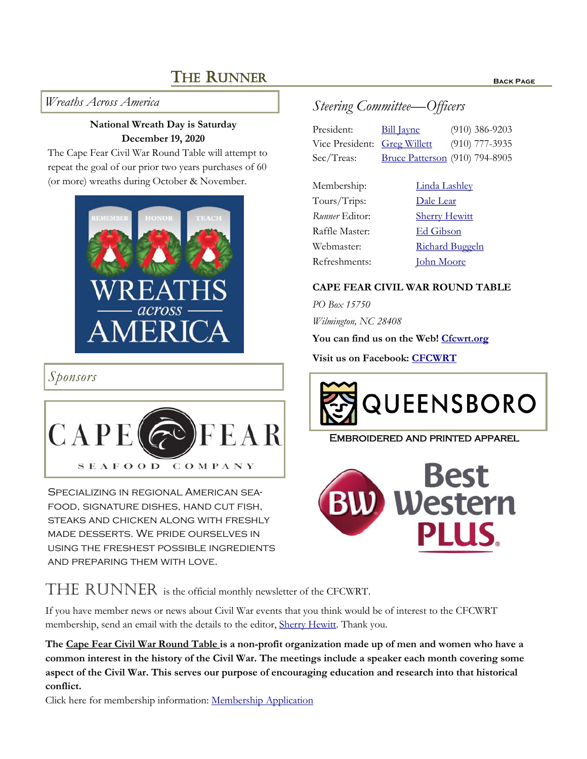## *Wreaths Across America*

**National Wreath Day is Saturday December 19, 2020**

The Cape Fear Civil War Round Table will attempt to repeat the goal of our prior two years purchases of 60 (or more) wreaths during October & November.

## *Sponsors*

Specializing in regional American seafood, signature dishes, hand cut fish, steaks and chicken along with freshly made desserts. We pride ourselves in using the freshest possible ingredients and preparing them with love.

## *Steering Committee—Officers*

| | | |
|---|---|---|
| President: | Bill Jayne | (910) 386-9203 |
| Vice President: | Greg Willett | (910) 777-3935 |
| Sec/Treas: | Bruce Patterson | (910) 794-8905 |

| | |
|---|---|
| Membership: | Linda Lashley |
| Tours/Trips: | Dale Lear |
| *Runner* Editor: | Sherry Hewitt |
| Raffle Master: | Ed Gibson |
| Webmaster: | Richard Buggeln |
| Refreshments: | John Moore |

**CAPE FEAR CIVIL WAR ROUND TABLE**

*PO Box 15750*

*Wilmington, NC 28408*

**You can find us on the Web! Cfcwrt.org**

**Visit us on Facebook: CFCWRT**

Embroidered and Printed Apparel

THE RUNNER is the official monthly newsletter of the CFCWRT.

If you have member news or news about Civil War events that you think would be of interest to the CFCWRT membership, send an email with the details to the editor, Sherry Hewitt. Thank you.

**The Cape Fear Civil War Round Table is a non-profit organization made up of men and women who have a common interest in the history of the Civil War. The meetings include a speaker each month covering some aspect of the Civil War. This serves our purpose of encouraging education and research into that historical conflict.**

Click here for membership information: Membership Application